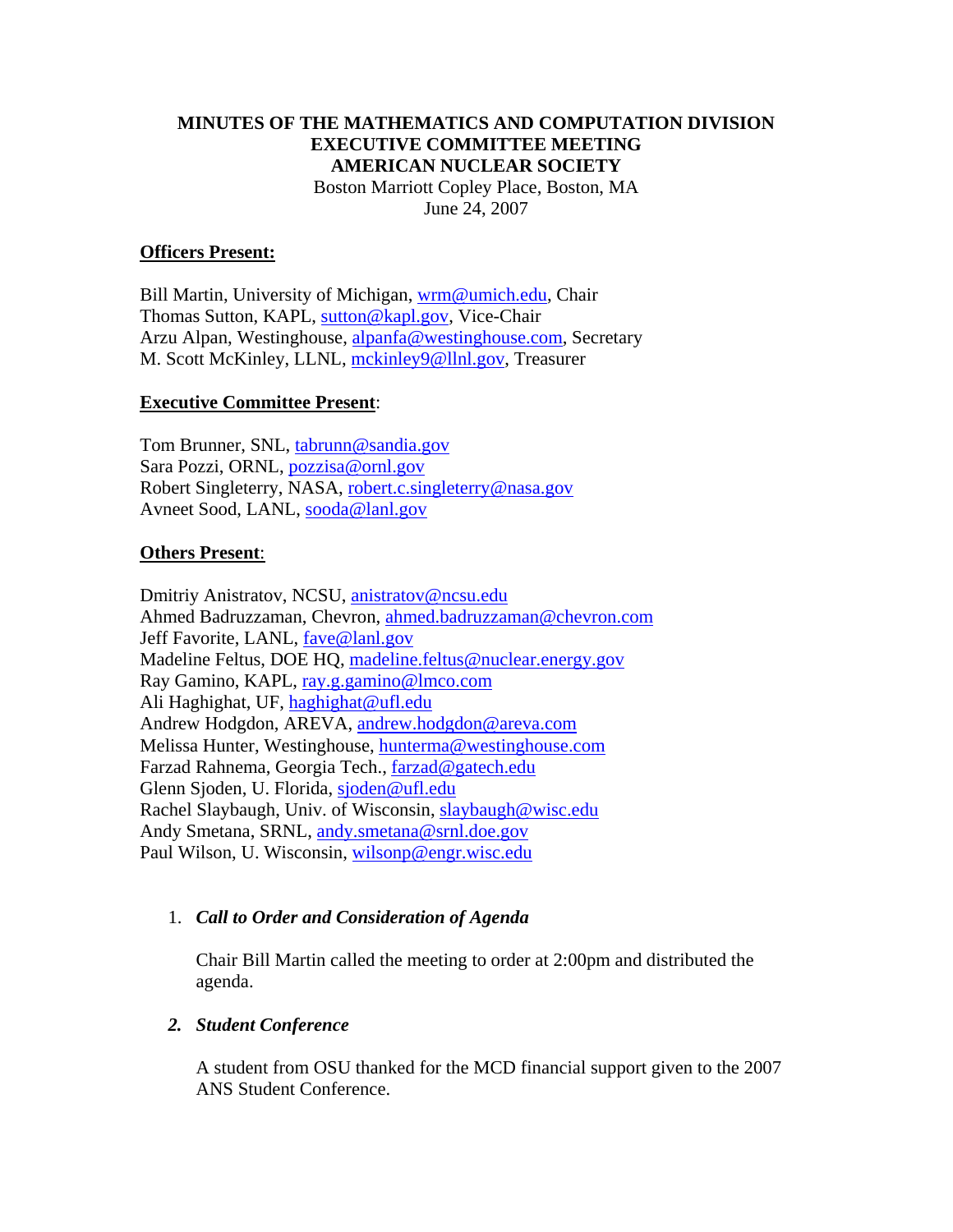# MINUTES OF THE MATHEMATICS AND COMPUTATION DIVISION EXECUTIVE COMMITTEE MEETING AMERICAN NUCLEAR SOCIETY

Boston Marriott Copley Place, Boston, MA
June 24, 2007

**Officers Present:**

Bill Martin, University of Michigan, wrm@umich.edu, Chair
Thomas Sutton, KAPL, sutton@kapl.gov, Vice-Chair
Arzu Alpan, Westinghouse, alpanfa@westinghouse.com, Secretary
M. Scott McKinley, LLNL, mckinley9@llnl.gov, Treasurer

**Executive Committee Present**:

Tom Brunner, SNL, tabrunn@sandia.gov
Sara Pozzi, ORNL, pozzisa@ornl.gov
Robert Singleterry, NASA, robert.c.singleterry@nasa.gov
Avneet Sood, LANL, sooda@lanl.gov

**Others Present**:

Dmitriy Anistratov, NCSU, anistratov@ncsu.edu
Ahmed Badruzzaman, Chevron, ahmed.badruzzaman@chevron.com
Jeff Favorite, LANL, fave@lanl.gov
Madeline Feltus, DOE HQ, madeline.feltus@nuclear.energy.gov
Ray Gamino, KAPL, ray.g.gamino@lmco.com
Ali Haghighat, UF, haghighat@ufl.edu
Andrew Hodgdon, AREVA, andrew.hodgdon@areva.com
Melissa Hunter, Westinghouse, hunterma@westinghouse.com
Farzad Rahnema, Georgia Tech., farzad@gatech.edu
Glenn Sjoden, U. Florida, sjoden@ufl.edu
Rachel Slaybaugh, Univ. of Wisconsin, slaybaugh@wisc.edu
Andy Smetana, SRNL, andy.smetana@srnl.doe.gov
Paul Wilson, U. Wisconsin, wilsonp@engr.wisc.edu

1. ***Call to Order and Consideration of Agenda***

   Chair Bill Martin called the meeting to order at 2:00pm and distributed the agenda.

2. ***Student Conference***

   A student from OSU thanked for the MCD financial support given to the 2007 ANS Student Conference.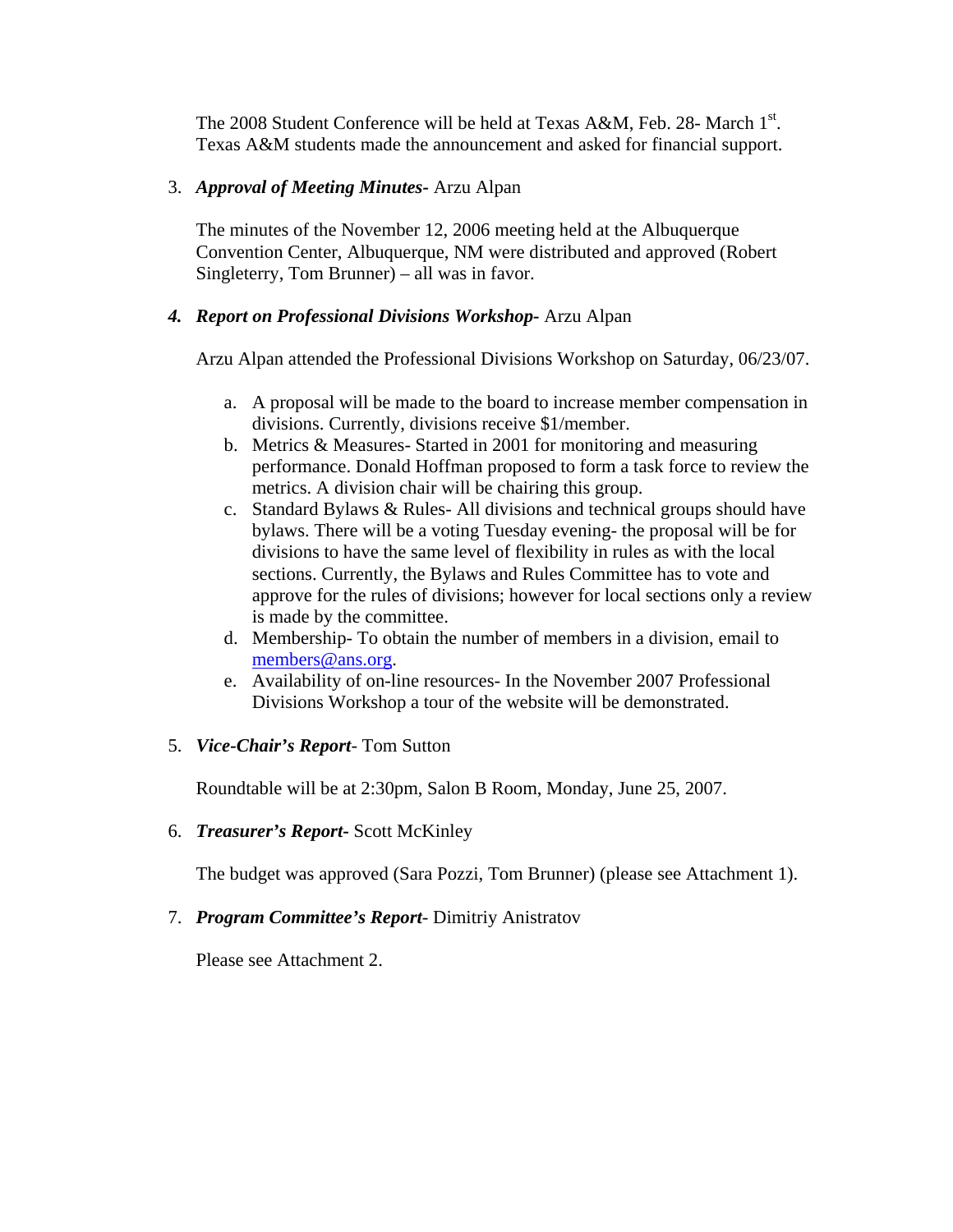The 2008 Student Conference will be held at Texas A&M, Feb. 28- March 1st. Texas A&M students made the announcement and asked for financial support.

3. ***Approval of Meeting Minutes***- Arzu Alpan

   The minutes of the November 12, 2006 meeting held at the Albuquerque Convention Center, Albuquerque, NM were distributed and approved (Robert Singleterry, Tom Brunner) – all was in favor.

4. ***Report on Professional Divisions Workshop***- Arzu Alpan

   Arzu Alpan attended the Professional Divisions Workshop on Saturday, 06/23/07.

   a. A proposal will be made to the board to increase member compensation in divisions. Currently, divisions receive $1/member.
   b. Metrics & Measures- Started in 2001 for monitoring and measuring performance. Donald Hoffman proposed to form a task force to review the metrics. A division chair will be chairing this group.
   c. Standard Bylaws & Rules- All divisions and technical groups should have bylaws. There will be a voting Tuesday evening- the proposal will be for divisions to have the same level of flexibility in rules as with the local sections. Currently, the Bylaws and Rules Committee has to vote and approve for the rules of divisions; however for local sections only a review is made by the committee.
   d. Membership- To obtain the number of members in a division, email to members@ans.org.
   e. Availability of on-line resources- In the November 2007 Professional Divisions Workshop a tour of the website will be demonstrated.

5. ***Vice-Chair's Report***- Tom Sutton

   Roundtable will be at 2:30pm, Salon B Room, Monday, June 25, 2007.

6. ***Treasurer's Report***- Scott McKinley

   The budget was approved (Sara Pozzi, Tom Brunner) (please see Attachment 1).

7. ***Program Committee's Report***- Dimitriy Anistratov

   Please see Attachment 2.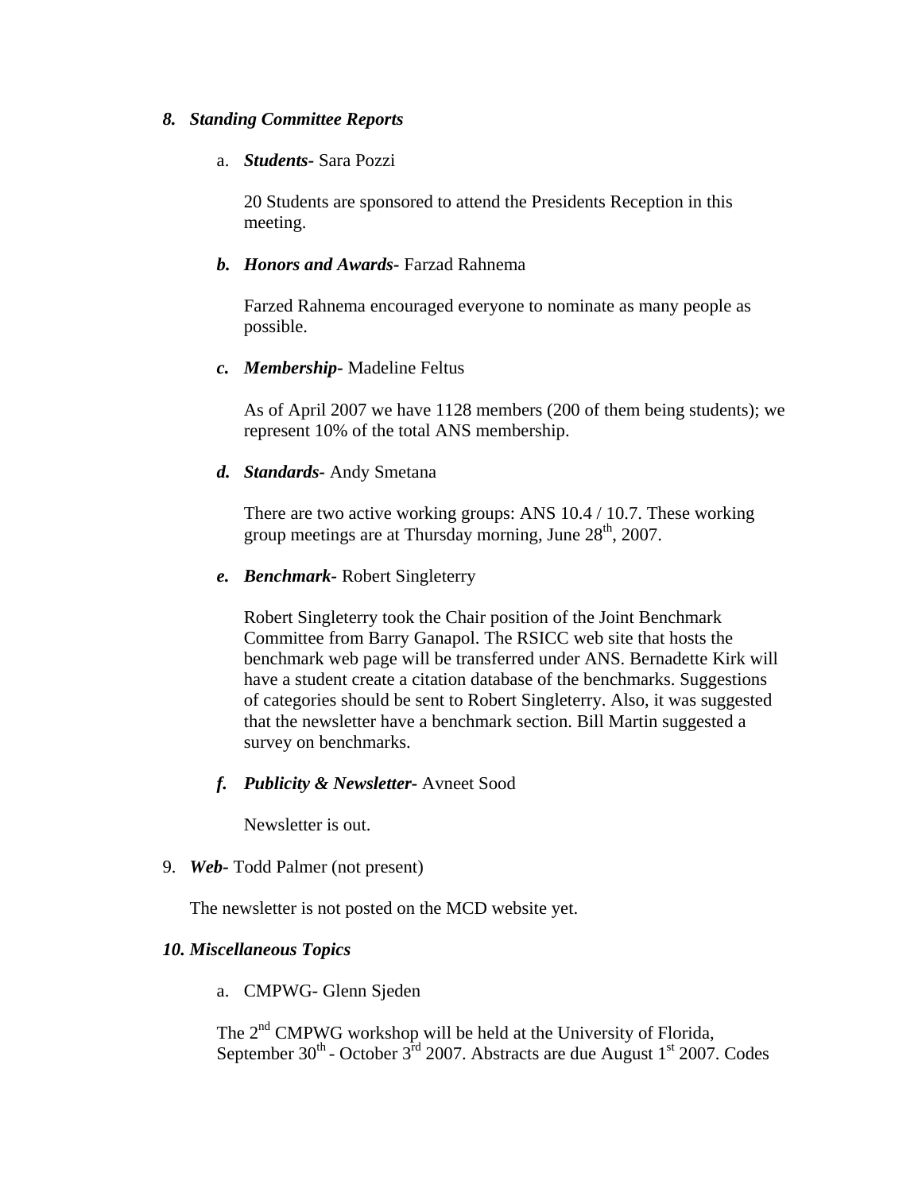## 8. *Standing Committee Reports*

a. ***Students-*** Sara Pozzi

   20 Students are sponsored to attend the Presidents Reception in this meeting.

b. ***Honors and Awards-*** Farzad Rahnema

   Farzed Rahnema encouraged everyone to nominate as many people as possible.

c. ***Membership-*** Madeline Feltus

   As of April 2007 we have 1128 members (200 of them being students); we represent 10% of the total ANS membership.

d. ***Standards-*** Andy Smetana

   There are two active working groups: ANS 10.4 / 10.7. These working group meetings are at Thursday morning, June 28th, 2007.

e. ***Benchmark-*** Robert Singleterry

   Robert Singleterry took the Chair position of the Joint Benchmark Committee from Barry Ganapol. The RSICC web site that hosts the benchmark web page will be transferred under ANS. Bernadette Kirk will have a student create a citation database of the benchmarks. Suggestions of categories should be sent to Robert Singleterry. Also, it was suggested that the newsletter have a benchmark section. Bill Martin suggested a survey on benchmarks.

f. ***Publicity & Newsletter-*** Avneet Sood

   Newsletter is out.

9. ***Web-*** Todd Palmer (not present)

   The newsletter is not posted on the MCD website yet.

## 10. *Miscellaneous Topics*

a. CMPWG- Glenn Sjeden

The 2nd CMPWG workshop will be held at the University of Florida, September 30th - October 3rd 2007. Abstracts are due August 1st 2007. Codes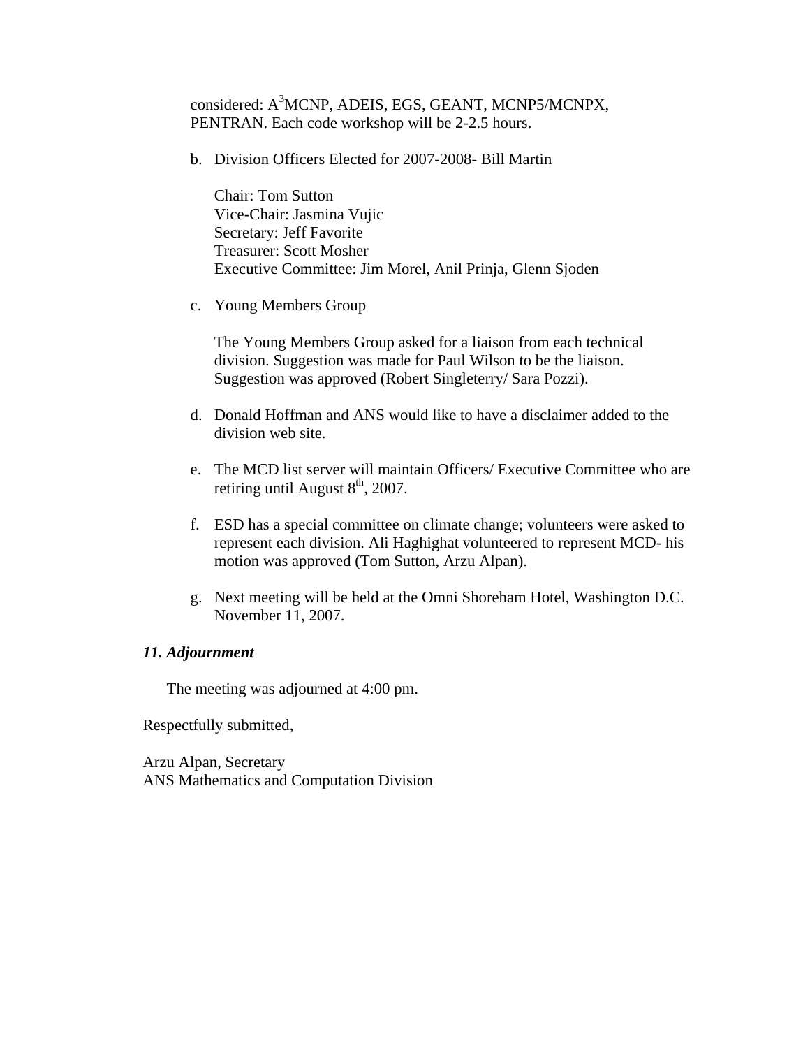considered: $A^3$MCNP, ADEIS, EGS, GEANT, MCNP5/MCNPX, PENTRAN. Each code workshop will be 2-2.5 hours.

b. Division Officers Elected for 2007-2008- Bill Martin

   Chair: Tom Sutton
   Vice-Chair: Jasmina Vujic
   Secretary: Jeff Favorite
   Treasurer: Scott Mosher
   Executive Committee: Jim Morel, Anil Prinja, Glenn Sjoden

c. Young Members Group

   The Young Members Group asked for a liaison from each technical division. Suggestion was made for Paul Wilson to be the liaison. Suggestion was approved (Robert Singleterry/ Sara Pozzi).

d. Donald Hoffman and ANS would like to have a disclaimer added to the division web site.

e. The MCD list server will maintain Officers/ Executive Committee who are retiring until August 8th, 2007.

f. ESD has a special committee on climate change; volunteers were asked to represent each division. Ali Haghighat volunteered to represent MCD- his motion was approved (Tom Sutton, Arzu Alpan).

g. Next meeting will be held at the Omni Shoreham Hotel, Washington D.C. November 11, 2007.

***11. Adjournment***

The meeting was adjourned at 4:00 pm.

Respectfully submitted,

Arzu Alpan, Secretary
ANS Mathematics and Computation Division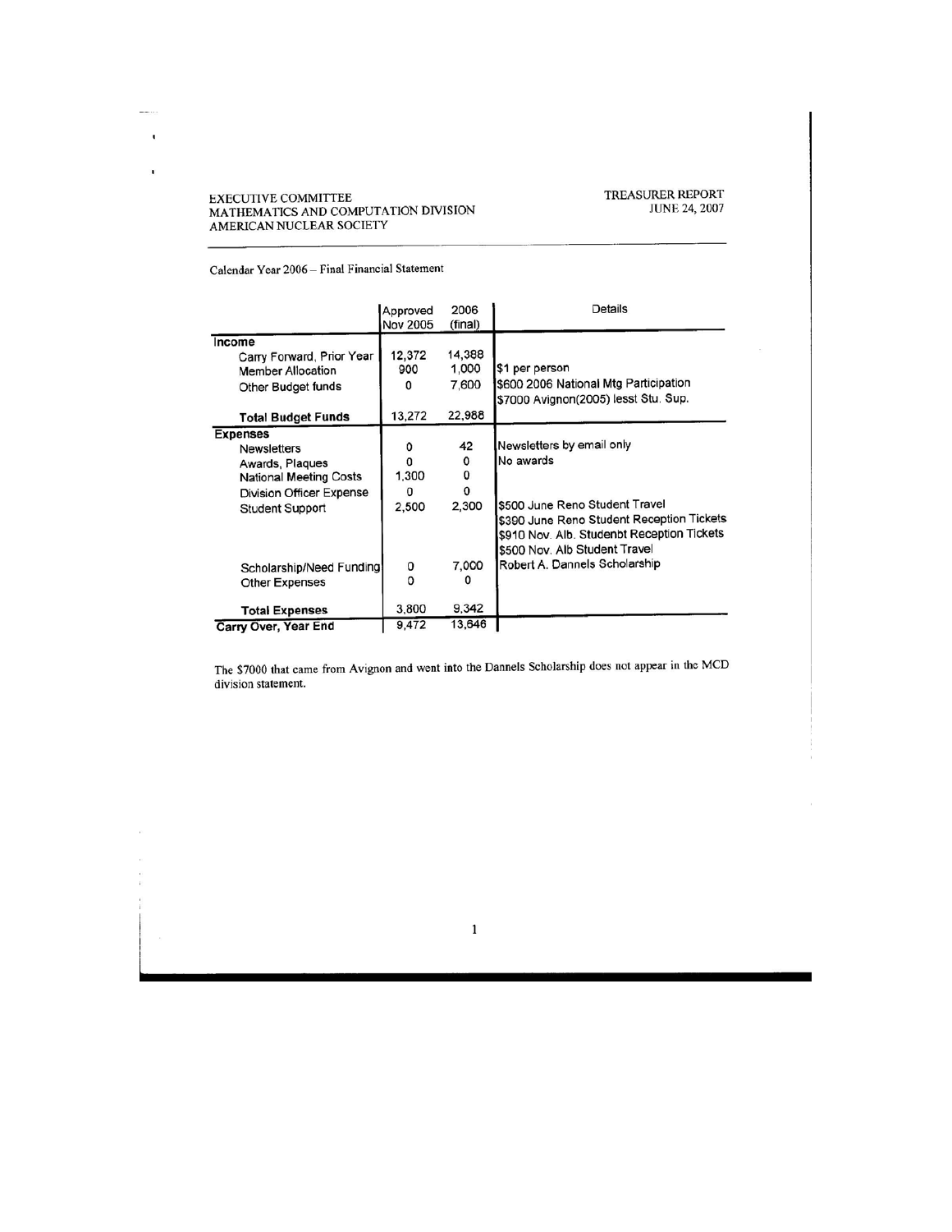EXECUTIVE COMMITTEE
MATHEMATICS AND COMPUTATION DIVISION
AMERICAN NUCLEAR SOCIETY

TREASURER REPORT
JUNE 24, 2007

Calendar Year 2006 – Final Financial Statement

| | Approved Nov 2005 | 2006 (final) | Details |
|---|---|---|---|
| **Income** | | | |
| Carry Forward, Prior Year | 12,372 | 14,388 | |
| Member Allocation | 900 | 1,000 | $1 per person |
| Other Budget funds | 0 | 7,600 | $600 2006 National Mtg Participation<br>$7000 Avignon(2005) lesst Stu. Sup. |
| **Total Budget Funds** | 13,272 | 22,988 | |
| **Expenses** | | | |
| Newsletters | 0 | 42 | Newsletters by email only |
| Awards, Plaques | 0 | 0 | No awards |
| National Meeting Costs | 1,300 | 0 | |
| Division Officer Expense | 0 | 0 | |
| Student Support | 2,500 | 2,300 | $500 June Reno Student Travel<br>$390 June Reno Student Reception Tickets<br>$910 Nov. Alb. Studenbt Reception Tickets<br>$500 Nov. Alb Student Travel |
| Scholarship/Need Funding | 0 | 7,000 | Robert A. Dannels Scholarship |
| Other Expenses | 0 | 0 | |
| **Total Expenses** | 3,800 | 9,342 | |
| **Carry Over, Year End** | 9,472 | 13,646 | |

The $7000 that came from Avignon and went into the Dannels Scholarship does not appear in the MCD division statement.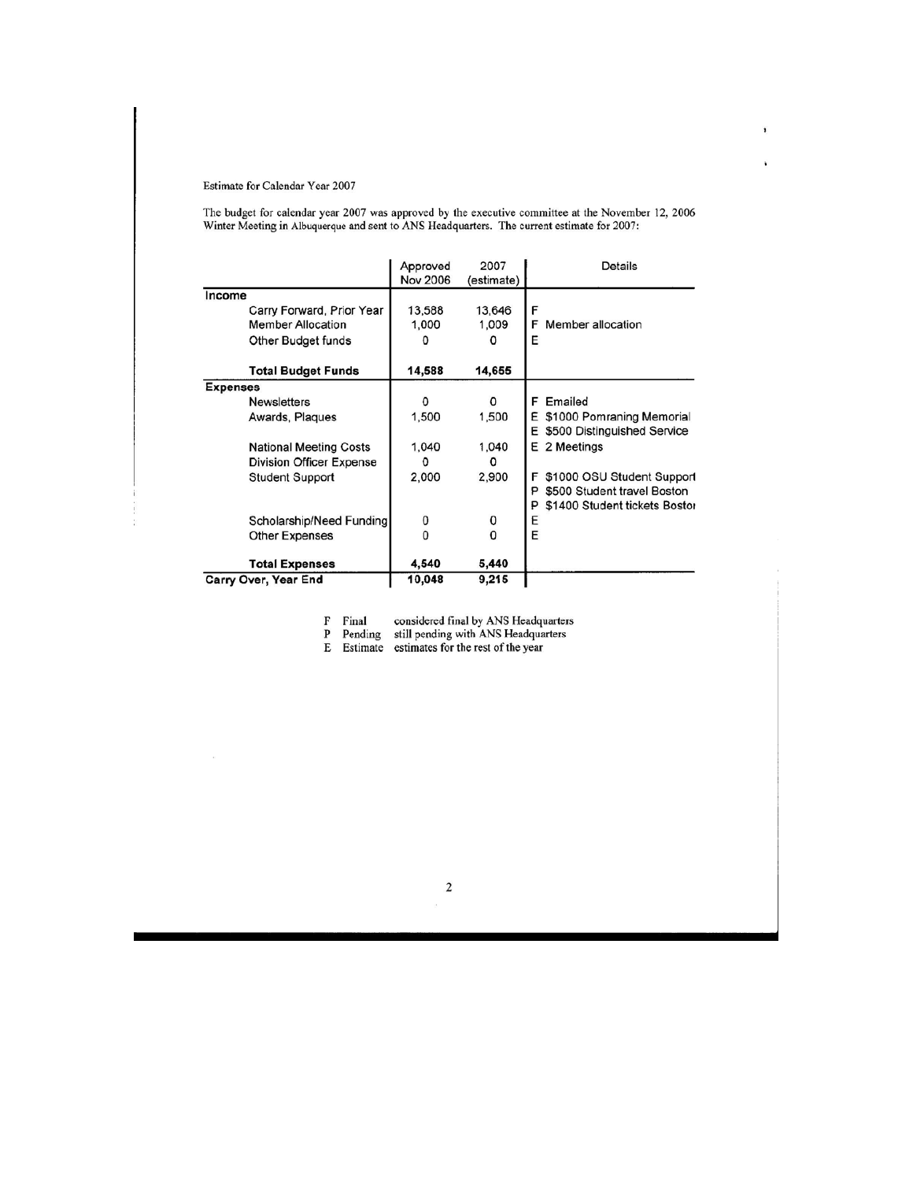Estimate for Calendar Year 2007

The budget for calendar year 2007 was approved by the executive committee at the November 12, 2006 Winter Meeting in Albuquerque and sent to ANS Headquarters. The current estimate for 2007:

| | Approved Nov 2006 | 2007 (estimate) | Details |
|---|---|---|---|
| **Income** | | | |
| Carry Forward, Prior Year | 13,588 | 13,646 | F |
| Member Allocation | 1,000 | 1,009 | F Member allocation |
| Other Budget funds | 0 | 0 | E |
| **Total Budget Funds** | **14,588** | **14,655** | |
| **Expenses** | | | |
| Newsletters | 0 | 0 | F Emailed |
| Awards, Plaques | 1,500 | 1,500 | E $1000 Pomraning Memorial<br>E $500 Distinguished Service |
| National Meeting Costs | 1,040 | 1,040 | E 2 Meetings |
| Division Officer Expense | 0 | 0 | |
| Student Support | 2,000 | 2,900 | F $1000 OSU Student Support<br>P $500 Student travel Boston<br>P $1400 Student tickets Boston |
| Scholarship/Need Funding | 0 | 0 | E |
| Other Expenses | 0 | 0 | E |
| **Total Expenses** | **4,540** | **5,440** | |
| **Carry Over, Year End** | **10,048** | **9,215** | |

F Final considered final by ANS Headquarters  
P Pending still pending with ANS Headquarters  
E Estimate estimates for the rest of the year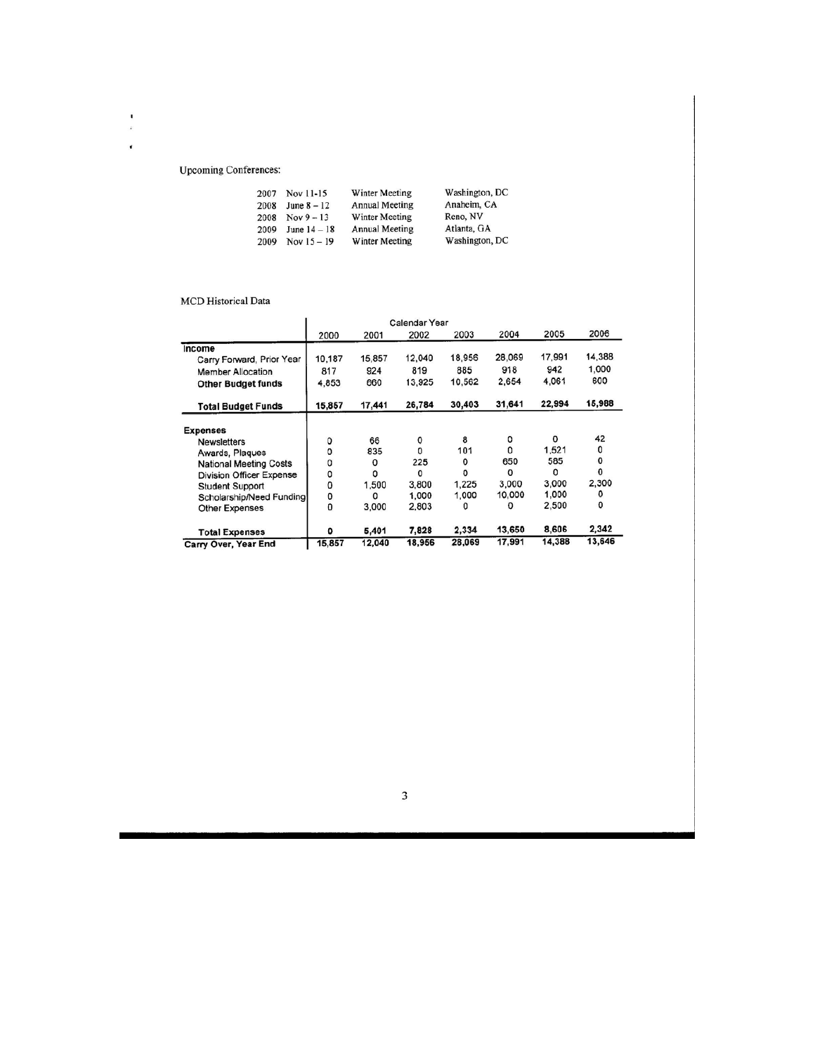Upcoming Conferences:

| | | | |
|---|---|---|---|
| 2007 | Nov 11-15 | Winter Meeting | Washington, DC |
| 2008 | June 8 – 12 | Annual Meeting | Anaheim, CA |
| 2008 | Nov 9 – 13 | Winter Meeting | Reno, NV |
| 2009 | June 14 – 18 | Annual Meeting | Atlanta, GA |
| 2009 | Nov 15 – 19 | Winter Meeting | Washington, DC |

MCD Historical Data

| | Calendar Year | | | | | | |
|---|---|---|---|---|---|---|---|
| | 2000 | 2001 | 2002 | 2003 | 2004 | 2005 | 2006 |
| **Income** | | | | | | | |
| Carry Forward, Prior Year | 10,187 | 15,857 | 12,040 | 18,956 | 28,069 | 17,991 | 14,388 |
| Member Allocation | 817 | 924 | 819 | 885 | 918 | 942 | 1,000 |
| **Other Budget funds** | 4,853 | 660 | 13,925 | 10,562 | 2,654 | 4,061 | 600 |
| **Total Budget Funds** | **15,857** | **17,441** | **26,784** | **30,403** | **31,641** | **22,994** | **15,988** |
| **Expenses** | | | | | | | |
| Newsletters | 0 | 66 | 0 | 8 | 0 | 0 | 42 |
| Awards, Plaques | 0 | 835 | 0 | 101 | 0 | 1,521 | 0 |
| National Meeting Costs | 0 | 0 | 225 | 0 | 650 | 585 | 0 |
| Division Officer Expense | 0 | 0 | 0 | 0 | 0 | 0 | 0 |
| Student Support | 0 | 1,500 | 3,800 | 1,225 | 3,000 | 3,000 | 2,300 |
| Scholarship/Need Funding | 0 | 0 | 1,000 | 1,000 | 10,000 | 1,000 | 0 |
| Other Expenses | 0 | 3,000 | 2,803 | 0 | 0 | 2,500 | 0 |
| **Total Expenses** | **0** | **5,401** | **7,828** | **2,334** | **13,650** | **8,606** | **2,342** |
| **Carry Over, Year End** | **15,857** | **12,040** | **18,956** | **28,069** | **17,991** | **14,388** | **13,646** |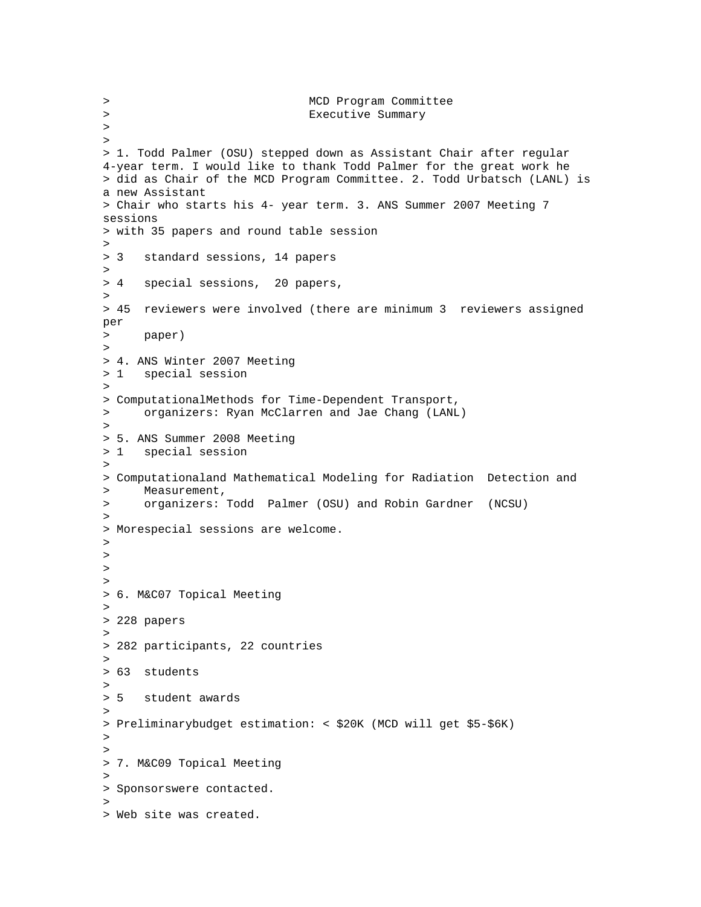# MCD Program Committee

## Executive Summary

1. Todd Palmer (OSU) stepped down as Assistant Chair after regular 4-year term. I would like to thank Todd Palmer for the great work he did as Chair of the MCD Program Committee.
2. Todd Urbatsch (LANL) is a new Assistant Chair who starts his 4- year term.
3. ANS Summer 2007 Meeting 7 sessions with 35 papers and round table session

   3 standard sessions, 14 papers

   4 special sessions, 20 papers,

   45 reviewers were involved (there are minimum 3 reviewers assigned per paper)

4. ANS Winter 2007 Meeting

   1 special session

   ComputationalMethods for Time-Dependent Transport, organizers: Ryan McClarren and Jae Chang (LANL)

5. ANS Summer 2008 Meeting

   1 special session

   Computationaland Mathematical Modeling for Radiation Detection and Measurement, organizers: Todd Palmer (OSU) and Robin Gardner (NCSU)

   Morespecial sessions are welcome.

6. M&C07 Topical Meeting

   228 papers

   282 participants, 22 countries

   63 students

   5 student awards

   Preliminarybudget estimation: < $20K (MCD will get $5-$6K)

7. M&C09 Topical Meeting

   Sponsorswere contacted.

   Web site was created.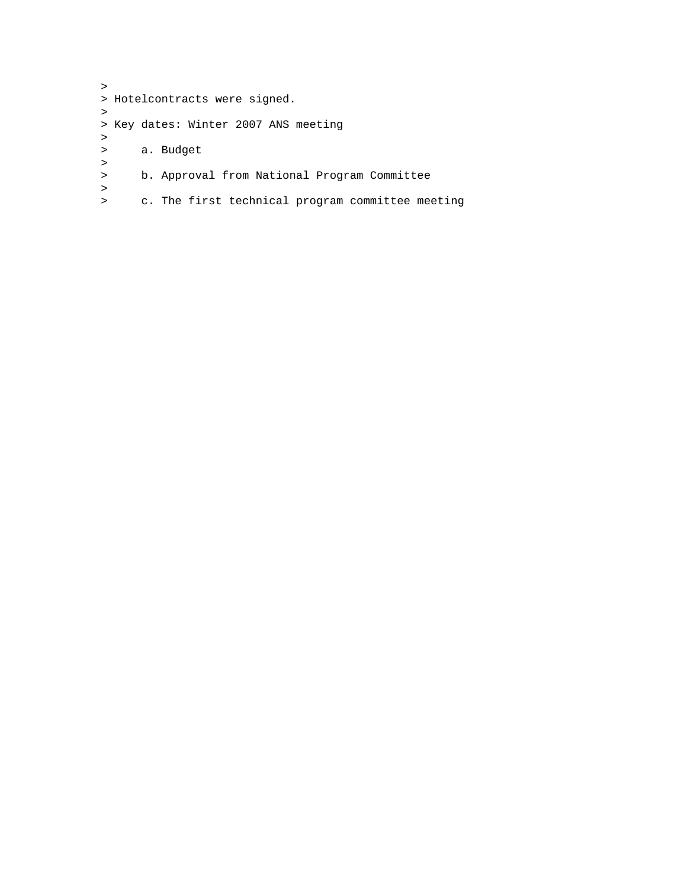>
> Hotelcontracts were signed.
>
> Key dates: Winter 2007 ANS meeting
>
>     a. Budget
>
>     b. Approval from National Program Committee
>
>     c. The first technical program committee meeting